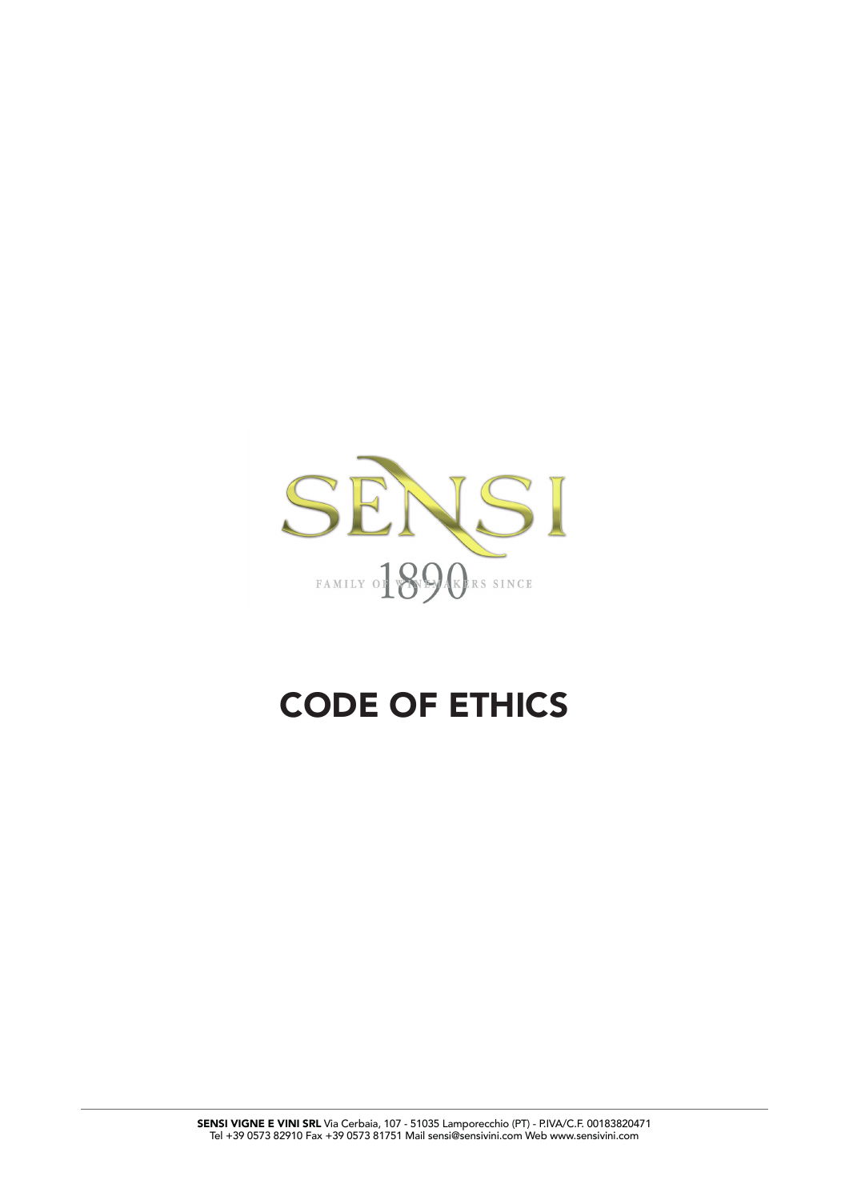SENSI

FAMILY OF WINEMAKERS SINCE 1890

# CODE OF ETHICS

**SENSI VIGNE E VINI SRL** Via Cerbaia, 107 - 51035 Lamporecchio (PT) - P.IVA/C.F. 00183820471
Tel +39 0573 82910 Fax +39 0573 81751 Mail sensi@sensivini.com Web www.sensivini.com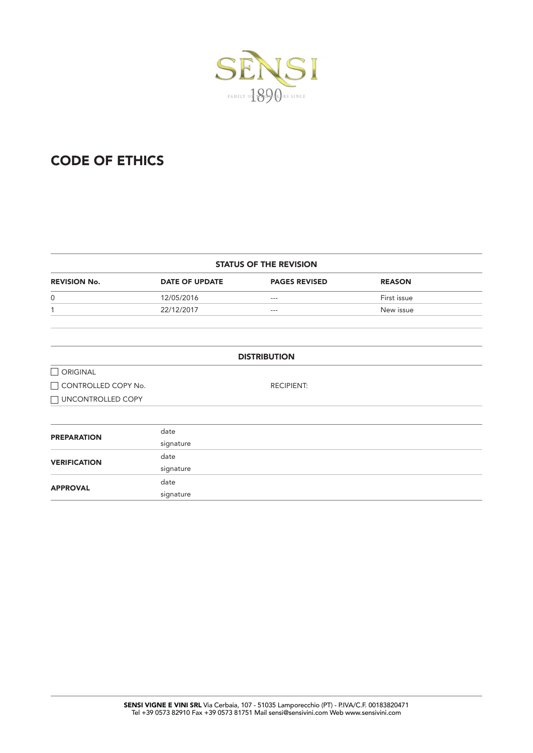# CODE OF ETHICS

| STATUS OF THE REVISION | | | |
|---|---|---|---|
| **REVISION No.** | **DATE OF UPDATE** | **PAGES REVISED** | **REASON** |
| 0 | 12/05/2016 | --- | First issue |
| 1 | 22/12/2017 | --- | New issue |

**DISTRIBUTION**

- ☐ ORIGINAL
- ☐ CONTROLLED COPY No. RECIPIENT:
- ☐ UNCONTROLLED COPY

| | |
|---|---|
| **PREPARATION** | date |
| | signature |
| **VERIFICATION** | date |
| | signature |
| **APPROVAL** | date |
| | signature |

**SENSI VIGNE E VINI SRL** Via Cerbaia, 107 - 51035 Lamporecchio (PT) - P.IVA/C.F. 00183820471
Tel +39 0573 82910 Fax +39 0573 81751 Mail sensi@sensivini.com Web www.sensivini.com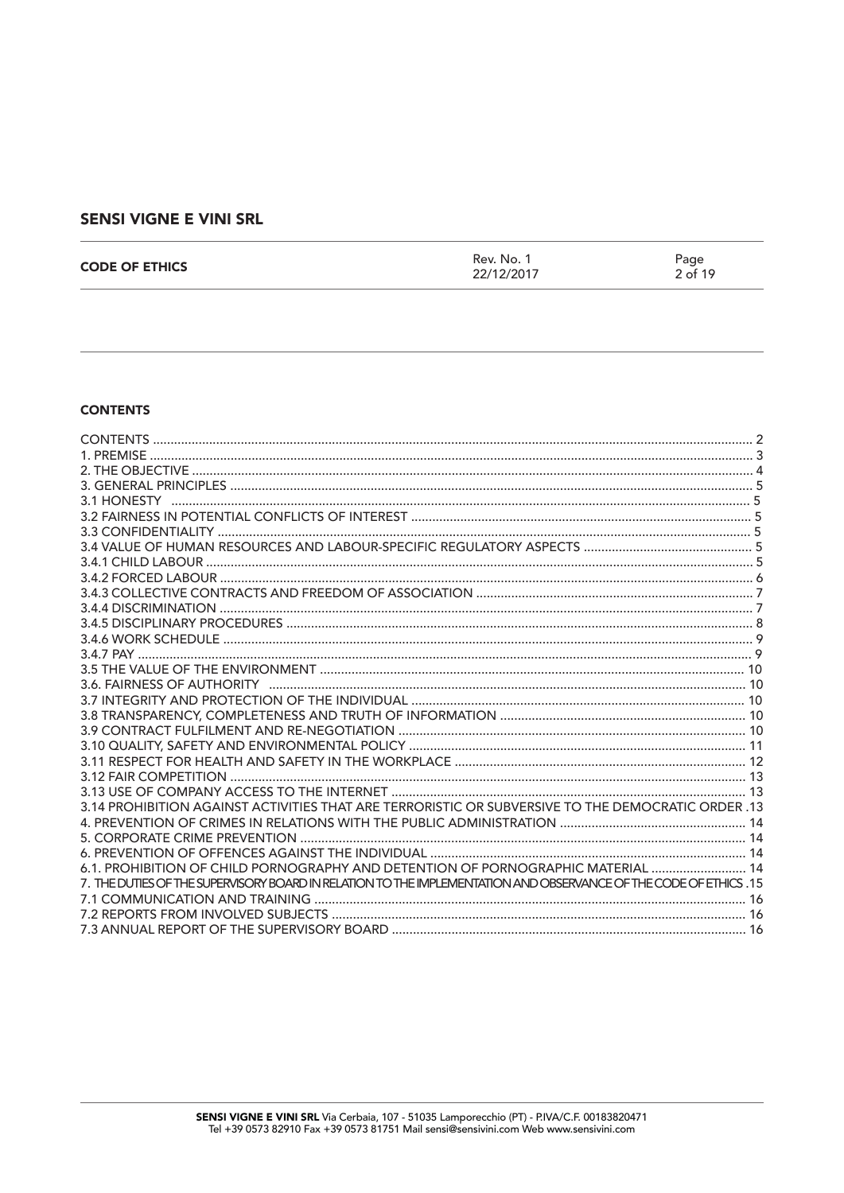## CONTENTS

| | |
|---|---|
| CONTENTS | 2 |
| 1. PREMISE | 3 |
| 2. THE OBJECTIVE | 4 |
| 3. GENERAL PRINCIPLES | 5 |
| 3.1 HONESTY | 5 |
| 3.2 FAIRNESS IN POTENTIAL CONFLICTS OF INTEREST | 5 |
| 3.3 CONFIDENTIALITY | 5 |
| 3.4 VALUE OF HUMAN RESOURCES AND LABOUR-SPECIFIC REGULATORY ASPECTS | 5 |
| 3.4.1 CHILD LABOUR | 5 |
| 3.4.2 FORCED LABOUR | 6 |
| 3.4.3 COLLECTIVE CONTRACTS AND FREEDOM OF ASSOCIATION | 7 |
| 3.4.4 DISCRIMINATION | 7 |
| 3.4.5 DISCIPLINARY PROCEDURES | 8 |
| 3.4.6 WORK SCHEDULE | 9 |
| 3.4.7 PAY | 9 |
| 3.5 THE VALUE OF THE ENVIRONMENT | 10 |
| 3.6. FAIRNESS OF AUTHORITY | 10 |
| 3.7 INTEGRITY AND PROTECTION OF THE INDIVIDUAL | 10 |
| 3.8 TRANSPARENCY, COMPLETENESS AND TRUTH OF INFORMATION | 10 |
| 3.9 CONTRACT FULFILMENT AND RE-NEGOTIATION | 10 |
| 3.10 QUALITY, SAFETY AND ENVIRONMENTAL POLICY | 11 |
| 3.11 RESPECT FOR HEALTH AND SAFETY IN THE WORKPLACE | 12 |
| 3.12 FAIR COMPETITION | 13 |
| 3.13 USE OF COMPANY ACCESS TO THE INTERNET | 13 |
| 3.14 PROHIBITION AGAINST ACTIVITIES THAT ARE TERRORISTIC OR SUBVERSIVE TO THE DEMOCRATIC ORDER | 13 |
| 4. PREVENTION OF CRIMES IN RELATIONS WITH THE PUBLIC ADMINISTRATION | 14 |
| 5. CORPORATE CRIME PREVENTION | 14 |
| 6. PREVENTION OF OFFENCES AGAINST THE INDIVIDUAL | 14 |
| 6.1. PROHIBITION OF CHILD PORNOGRAPHY AND DETENTION OF PORNOGRAPHIC MATERIAL | 14 |
| 7. THE DUTIES OF THE SUPERVISORY BOARD IN RELATION TO THE IMPLEMENTATION AND OBSERVANCE OF THE CODE OF ETHICS | 15 |
| 7.1 COMMUNICATION AND TRAINING | 16 |
| 7.2 REPORTS FROM INVOLVED SUBJECTS | 16 |
| 7.3 ANNUAL REPORT OF THE SUPERVISORY BOARD | 16 |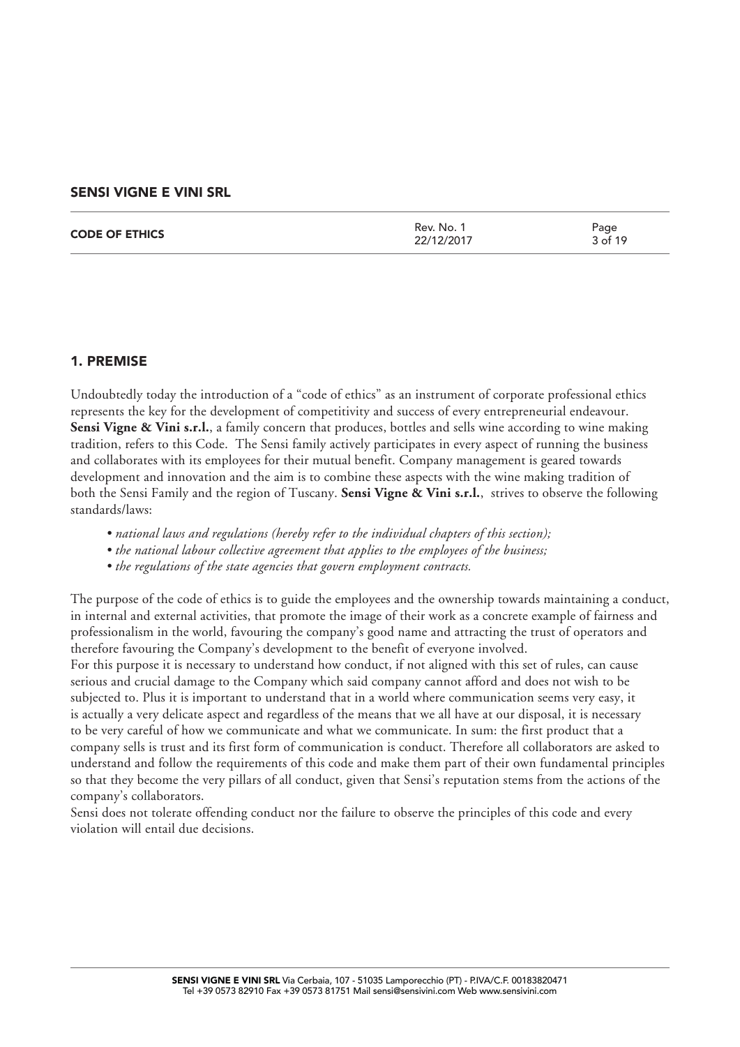## 1. PREMISE

Undoubtedly today the introduction of a "code of ethics" as an instrument of corporate professional ethics represents the key for the development of competitivity and success of every entrepreneurial endeavour. **Sensi Vigne & Vini s.r.l.**, a family concern that produces, bottles and sells wine according to wine making tradition, refers to this Code. The Sensi family actively participates in every aspect of running the business and collaborates with its employees for their mutual benefit. Company management is geared towards development and innovation and the aim is to combine these aspects with the wine making tradition of both the Sensi Family and the region of Tuscany. **Sensi Vigne & Vini s.r.l.**, strives to observe the following standards/laws:

- *national laws and regulations (hereby refer to the individual chapters of this section);*
- *the national labour collective agreement that applies to the employees of the business;*
- *the regulations of the state agencies that govern employment contracts.*

The purpose of the code of ethics is to guide the employees and the ownership towards maintaining a conduct, in internal and external activities, that promote the image of their work as a concrete example of fairness and professionalism in the world, favouring the company's good name and attracting the trust of operators and therefore favouring the Company's development to the benefit of everyone involved.

For this purpose it is necessary to understand how conduct, if not aligned with this set of rules, can cause serious and crucial damage to the Company which said company cannot afford and does not wish to be subjected to. Plus it is important to understand that in a world where communication seems very easy, it is actually a very delicate aspect and regardless of the means that we all have at our disposal, it is necessary to be very careful of how we communicate and what we communicate. In sum: the first product that a company sells is trust and its first form of communication is conduct. Therefore all collaborators are asked to understand and follow the requirements of this code and make them part of their own fundamental principles so that they become the very pillars of all conduct, given that Sensi's reputation stems from the actions of the company's collaborators.

Sensi does not tolerate offending conduct nor the failure to observe the principles of this code and every violation will entail due decisions.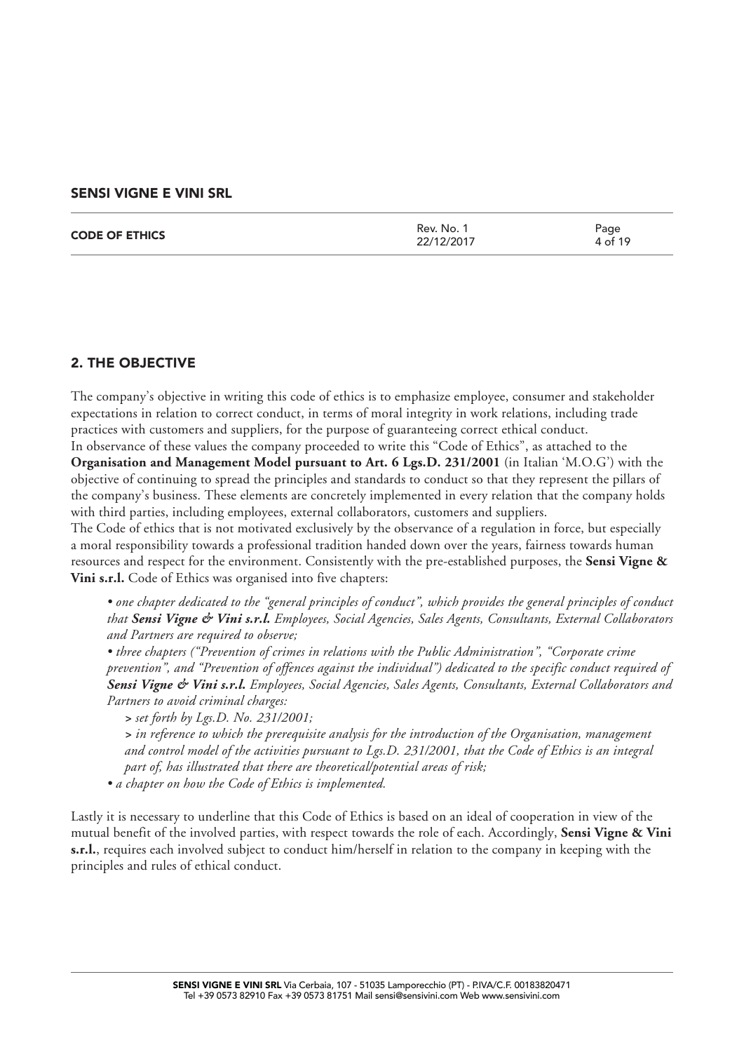## 2. THE OBJECTIVE

The company's objective in writing this code of ethics is to emphasize employee, consumer and stakeholder expectations in relation to correct conduct, in terms of moral integrity in work relations, including trade practices with customers and suppliers, for the purpose of guaranteeing correct ethical conduct.
In observance of these values the company proceeded to write this "Code of Ethics", as attached to the **Organisation and Management Model pursuant to Art. 6 Lgs.D. 231/2001** (in Italian 'M.O.G') with the objective of continuing to spread the principles and standards to conduct so that they represent the pillars of the company's business. These elements are concretely implemented in every relation that the company holds with third parties, including employees, external collaborators, customers and suppliers.
The Code of ethics that is not motivated exclusively by the observance of a regulation in force, but especially a moral responsibility towards a professional tradition handed down over the years, fairness towards human resources and respect for the environment. Consistently with the pre-established purposes, the **Sensi Vigne & Vini s.r.l.** Code of Ethics was organised into five chapters:

- *one chapter dedicated to the "general principles of conduct", which provides the general principles of conduct that **Sensi Vigne & Vini s.r.l.** Employees, Social Agencies, Sales Agents, Consultants, External Collaborators and Partners are required to observe;*
- *three chapters ("Prevention of crimes in relations with the Public Administration", "Corporate crime prevention", and "Prevention of offences against the individual") dedicated to the specific conduct required of **Sensi Vigne & Vini s.r.l.** Employees, Social Agencies, Sales Agents, Consultants, External Collaborators and Partners to avoid criminal charges:*
  - *set forth by Lgs.D. No. 231/2001;*
  - *in reference to which the prerequisite analysis for the introduction of the Organisation, management and control model of the activities pursuant to Lgs.D. 231/2001, that the Code of Ethics is an integral part of, has illustrated that there are theoretical/potential areas of risk;*
- *a chapter on how the Code of Ethics is implemented.*

Lastly it is necessary to underline that this Code of Ethics is based on an ideal of cooperation in view of the mutual benefit of the involved parties, with respect towards the role of each. Accordingly, **Sensi Vigne & Vini s.r.l.**, requires each involved subject to conduct him/herself in relation to the company in keeping with the principles and rules of ethical conduct.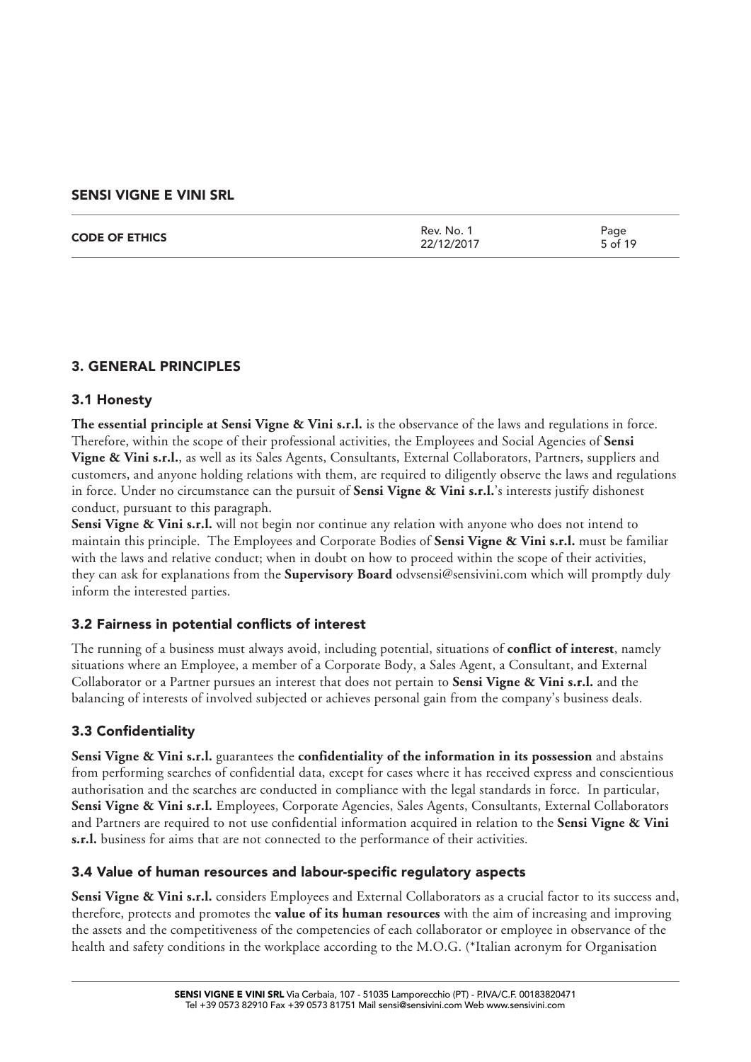## 3. GENERAL PRINCIPLES

### 3.1 Honesty

**The essential principle at Sensi Vigne & Vini s.r.l.** is the observance of the laws and regulations in force. Therefore, within the scope of their professional activities, the Employees and Social Agencies of **Sensi Vigne & Vini s.r.l.**, as well as its Sales Agents, Consultants, External Collaborators, Partners, suppliers and customers, and anyone holding relations with them, are required to diligently observe the laws and regulations in force. Under no circumstance can the pursuit of **Sensi Vigne & Vini s.r.l.**'s interests justify dishonest conduct, pursuant to this paragraph.

**Sensi Vigne & Vini s.r.l.** will not begin nor continue any relation with anyone who does not intend to maintain this principle. The Employees and Corporate Bodies of **Sensi Vigne & Vini s.r.l.** must be familiar with the laws and relative conduct; when in doubt on how to proceed within the scope of their activities, they can ask for explanations from the **Supervisory Board** odvsensi@sensivini.com which will promptly duly inform the interested parties.

### 3.2 Fairness in potential conflicts of interest

The running of a business must always avoid, including potential, situations of **conflict of interest**, namely situations where an Employee, a member of a Corporate Body, a Sales Agent, a Consultant, and External Collaborator or a Partner pursues an interest that does not pertain to **Sensi Vigne & Vini s.r.l.** and the balancing of interests of involved subjected or achieves personal gain from the company's business deals.

### 3.3 Confidentiality

**Sensi Vigne & Vini s.r.l.** guarantees the **confidentiality of the information in its possession** and abstains from performing searches of confidential data, except for cases where it has received express and conscientious authorisation and the searches are conducted in compliance with the legal standards in force. In particular, **Sensi Vigne & Vini s.r.l.** Employees, Corporate Agencies, Sales Agents, Consultants, External Collaborators and Partners are required to not use confidential information acquired in relation to the **Sensi Vigne & Vini s.r.l.** business for aims that are not connected to the performance of their activities.

### 3.4 Value of human resources and labour-specific regulatory aspects

**Sensi Vigne & Vini s.r.l.** considers Employees and External Collaborators as a crucial factor to its success and, therefore, protects and promotes the **value of its human resources** with the aim of increasing and improving the assets and the competitiveness of the competencies of each collaborator or employee in observance of the health and safety conditions in the workplace according to the M.O.G. (*Italian acronym for Organisation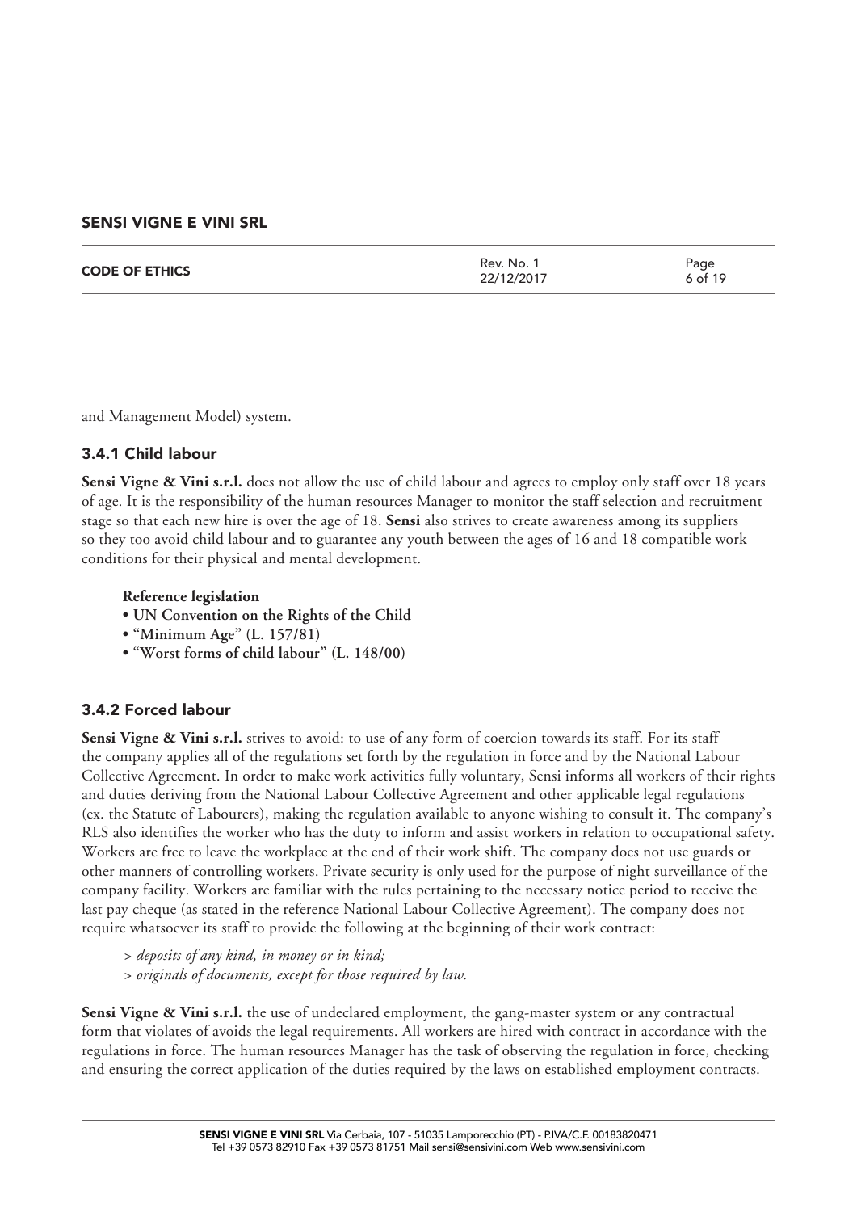and Management Model) system.

### 3.4.1 Child labour

**Sensi Vigne & Vini s.r.l.** does not allow the use of child labour and agrees to employ only staff over 18 years of age. It is the responsibility of the human resources Manager to monitor the staff selection and recruitment stage so that each new hire is over the age of 18. **Sensi** also strives to create awareness among its suppliers so they too avoid child labour and to guarantee any youth between the ages of 16 and 18 compatible work conditions for their physical and mental development.

**Reference legislation**
- **UN Convention on the Rights of the Child**
- **"Minimum Age" (L. 157/81)**
- **"Worst forms of child labour" (L. 148/00)**

### 3.4.2 Forced labour

**Sensi Vigne & Vini s.r.l.** strives to avoid: to use of any form of coercion towards its staff. For its staff the company applies all of the regulations set forth by the regulation in force and by the National Labour Collective Agreement. In order to make work activities fully voluntary, Sensi informs all workers of their rights and duties deriving from the National Labour Collective Agreement and other applicable legal regulations (ex. the Statute of Labourers), making the regulation available to anyone wishing to consult it. The company's RLS also identifies the worker who has the duty to inform and assist workers in relation to occupational safety. Workers are free to leave the workplace at the end of their work shift. The company does not use guards or other manners of controlling workers. Private security is only used for the purpose of night surveillance of the company facility. Workers are familiar with the rules pertaining to the necessary notice period to receive the last pay cheque (as stated in the reference National Labour Collective Agreement). The company does not require whatsoever its staff to provide the following at the beginning of their work contract:

> *deposits of any kind, in money or in kind;*
> *originals of documents, except for those required by law.*

**Sensi Vigne & Vini s.r.l.** the use of undeclared employment, the gang-master system or any contractual form that violates of avoids the legal requirements. All workers are hired with contract in accordance with the regulations in force. The human resources Manager has the task of observing the regulation in force, checking and ensuring the correct application of the duties required by the laws on established employment contracts.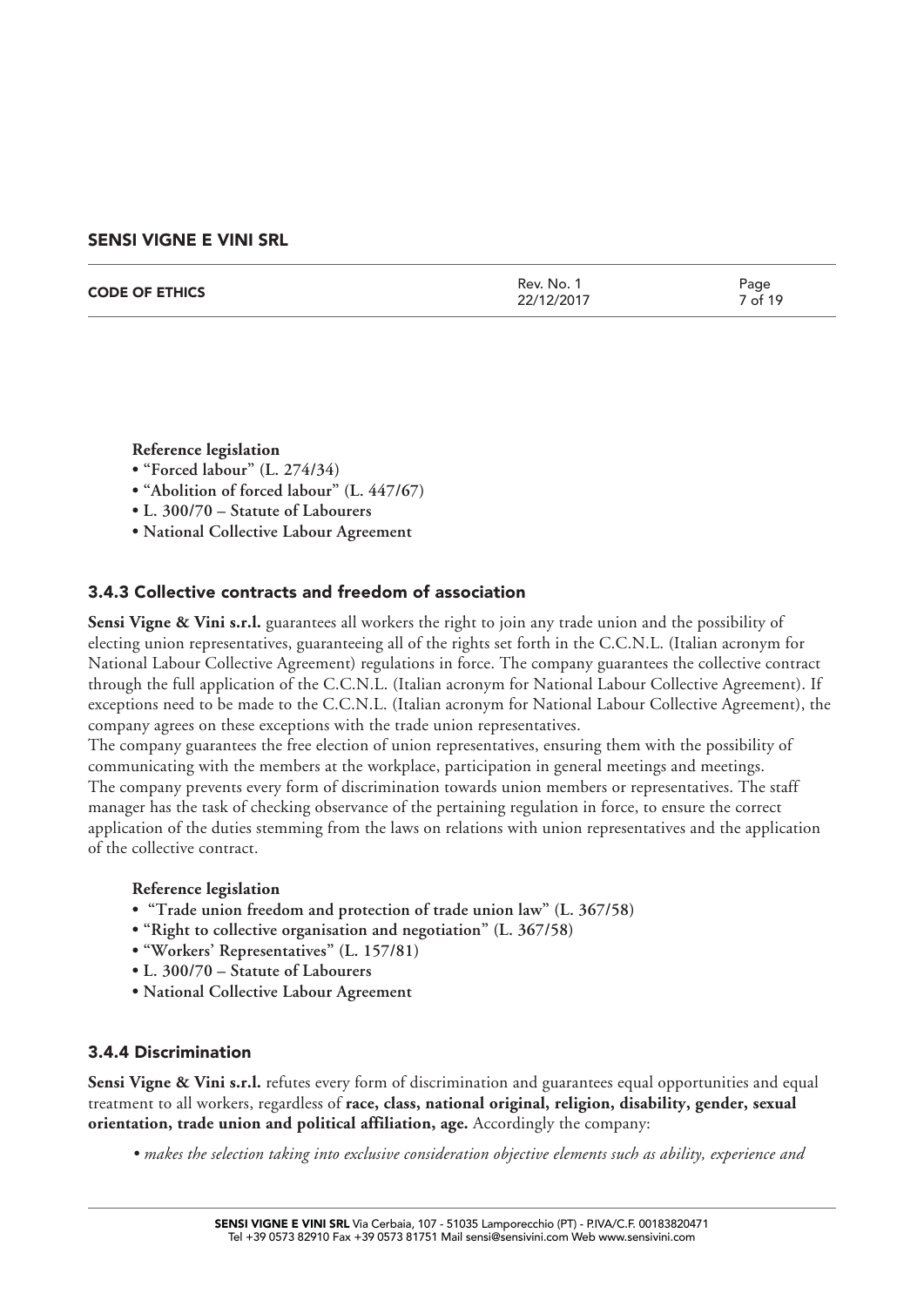**Reference legislation**

- **"Forced labour" (L. 274/34)**
- **"Abolition of forced labour" (L. 447/67)**
- **L. 300/70 – Statute of Labourers**
- **National Collective Labour Agreement**

### 3.4.3 Collective contracts and freedom of association

**Sensi Vigne & Vini s.r.l.** guarantees all workers the right to join any trade union and the possibility of electing union representatives, guaranteeing all of the rights set forth in the C.C.N.L. (Italian acronym for National Labour Collective Agreement) regulations in force. The company guarantees the collective contract through the full application of the C.C.N.L. (Italian acronym for National Labour Collective Agreement). If exceptions need to be made to the C.C.N.L. (Italian acronym for National Labour Collective Agreement), the company agrees on these exceptions with the trade union representatives.
The company guarantees the free election of union representatives, ensuring them with the possibility of communicating with the members at the workplace, participation in general meetings and meetings.
The company prevents every form of discrimination towards union members or representatives. The staff manager has the task of checking observance of the pertaining regulation in force, to ensure the correct application of the duties stemming from the laws on relations with union representatives and the application of the collective contract.

**Reference legislation**

- **"Trade union freedom and protection of trade union law" (L. 367/58)**
- **"Right to collective organisation and negotiation" (L. 367/58)**
- **"Workers' Representatives" (L. 157/81)**
- **L. 300/70 – Statute of Labourers**
- **National Collective Labour Agreement**

### 3.4.4 Discrimination

**Sensi Vigne & Vini s.r.l.** refutes every form of discrimination and guarantees equal opportunities and equal treatment to all workers, regardless of **race, class, national original, religion, disability, gender, sexual orientation, trade union and political affiliation, age.** Accordingly the company:

- *makes the selection taking into exclusive consideration objective elements such as ability, experience and*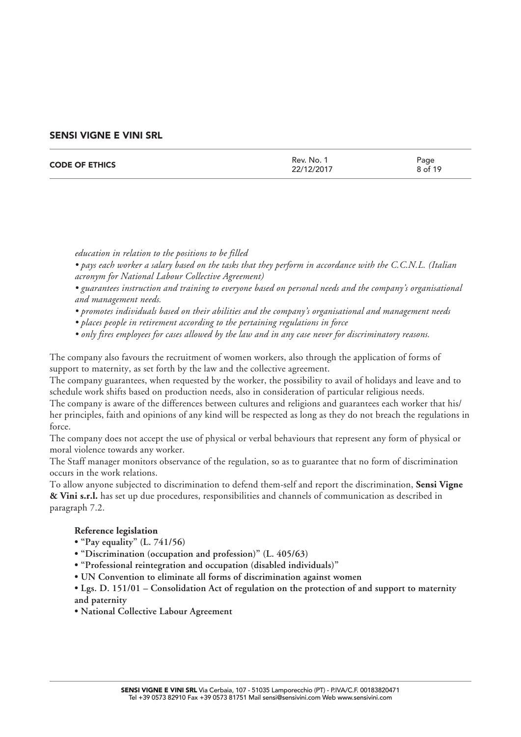*education in relation to the positions to be filled*

*• pays each worker a salary based on the tasks that they perform in accordance with the C.C.N.L. (Italian acronym for National Labour Collective Agreement)*

*• guarantees instruction and training to everyone based on personal needs and the company's organisational and management needs.*

*• promotes individuals based on their abilities and the company's organisational and management needs*

*• places people in retirement according to the pertaining regulations in force*

*• only fires employees for cases allowed by the law and in any case never for discriminatory reasons.*

The company also favours the recruitment of women workers, also through the application of forms of support to maternity, as set forth by the law and the collective agreement.

The company guarantees, when requested by the worker, the possibility to avail of holidays and leave and to schedule work shifts based on production needs, also in consideration of particular religious needs.

The company is aware of the differences between cultures and religions and guarantees each worker that his/her principles, faith and opinions of any kind will be respected as long as they do not breach the regulations in force.

The company does not accept the use of physical or verbal behaviours that represent any form of physical or moral violence towards any worker.

The Staff manager monitors observance of the regulation, so as to guarantee that no form of discrimination occurs in the work relations.

To allow anyone subjected to discrimination to defend them-self and report the discrimination, **Sensi Vigne & Vini s.r.l.** has set up due procedures, responsibilities and channels of communication as described in paragraph 7.2.

**Reference legislation**

- **"Pay equality" (L. 741/56)**
- **"Discrimination (occupation and profession)" (L. 405/63)**
- **"Professional reintegration and occupation (disabled individuals)"**
- **UN Convention to eliminate all forms of discrimination against women**
- **Lgs. D. 151/01 – Consolidation Act of regulation on the protection of and support to maternity and paternity**
- **National Collective Labour Agreement**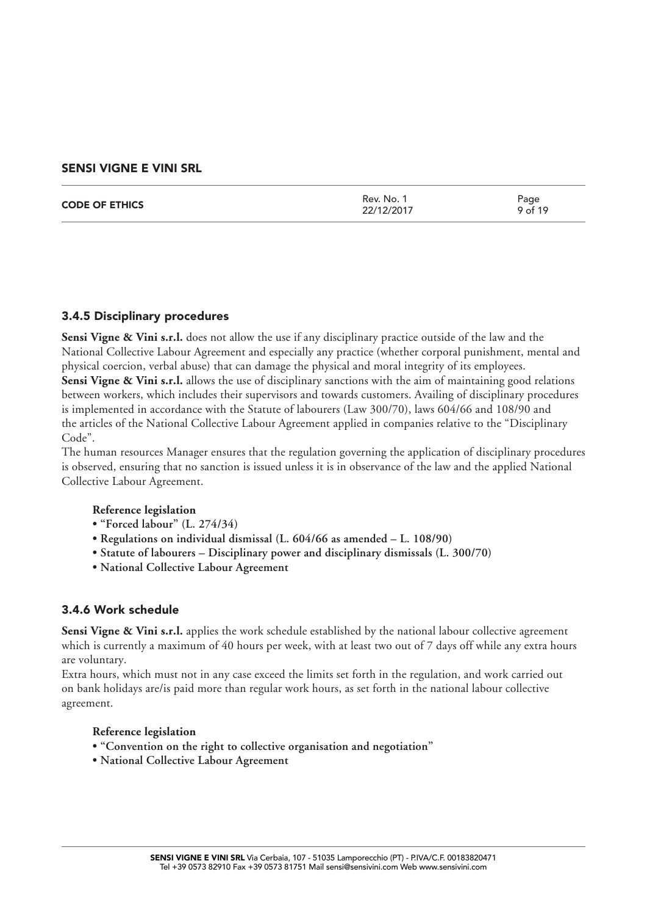### 3.4.5 Disciplinary procedures

**Sensi Vigne & Vini s.r.l.** does not allow the use if any disciplinary practice outside of the law and the National Collective Labour Agreement and especially any practice (whether corporal punishment, mental and physical coercion, verbal abuse) that can damage the physical and moral integrity of its employees.
**Sensi Vigne & Vini s.r.l.** allows the use of disciplinary sanctions with the aim of maintaining good relations between workers, which includes their supervisors and towards customers. Availing of disciplinary procedures is implemented in accordance with the Statute of labourers (Law 300/70), laws 604/66 and 108/90 and the articles of the National Collective Labour Agreement applied in companies relative to the "Disciplinary Code".
The human resources Manager ensures that the regulation governing the application of disciplinary procedures is observed, ensuring that no sanction is issued unless it is in observance of the law and the applied National Collective Labour Agreement.

**Reference legislation**
- **"Forced labour" (L. 274/34)**
- **Regulations on individual dismissal (L. 604/66 as amended – L. 108/90)**
- **Statute of labourers – Disciplinary power and disciplinary dismissals (L. 300/70)**
- **National Collective Labour Agreement**

### 3.4.6 Work schedule

**Sensi Vigne & Vini s.r.l.** applies the work schedule established by the national labour collective agreement which is currently a maximum of 40 hours per week, with at least two out of 7 days off while any extra hours are voluntary.
Extra hours, which must not in any case exceed the limits set forth in the regulation, and work carried out on bank holidays are/is paid more than regular work hours, as set forth in the national labour collective agreement.

**Reference legislation**
- **"Convention on the right to collective organisation and negotiation"**
- **National Collective Labour Agreement**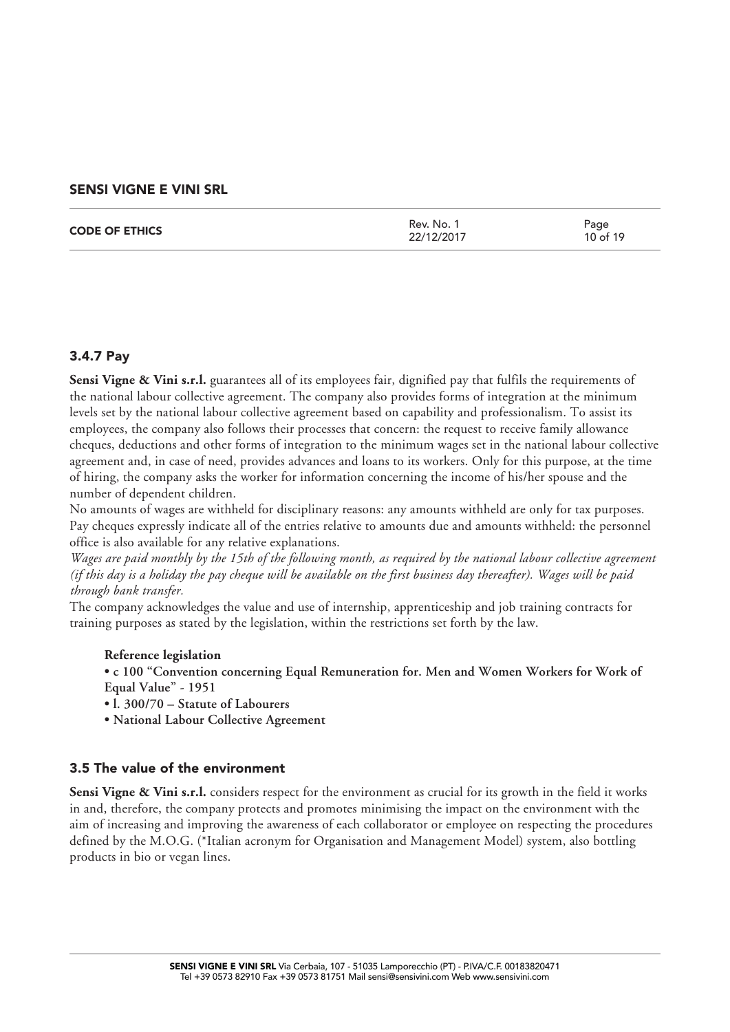### 3.4.7 Pay

**Sensi Vigne & Vini s.r.l.** guarantees all of its employees fair, dignified pay that fulfils the requirements of the national labour collective agreement. The company also provides forms of integration at the minimum levels set by the national labour collective agreement based on capability and professionalism. To assist its employees, the company also follows their processes that concern: the request to receive family allowance cheques, deductions and other forms of integration to the minimum wages set in the national labour collective agreement and, in case of need, provides advances and loans to its workers. Only for this purpose, at the time of hiring, the company asks the worker for information concerning the income of his/her spouse and the number of dependent children.

No amounts of wages are withheld for disciplinary reasons: any amounts withheld are only for tax purposes. Pay cheques expressly indicate all of the entries relative to amounts due and amounts withheld: the personnel office is also available for any relative explanations.

*Wages are paid monthly by the 15th of the following month, as required by the national labour collective agreement (if this day is a holiday the pay cheque will be available on the first business day thereafter). Wages will be paid through bank transfer.*

The company acknowledges the value and use of internship, apprenticeship and job training contracts for training purposes as stated by the legislation, within the restrictions set forth by the law.

**Reference legislation**

- **c 100 "Convention concerning Equal Remuneration for. Men and Women Workers for Work of Equal Value" - 1951**
- **l. 300/70 – Statute of Labourers**
- **National Labour Collective Agreement**

### 3.5 The value of the environment

**Sensi Vigne & Vini s.r.l.** considers respect for the environment as crucial for its growth in the field it works in and, therefore, the company protects and promotes minimising the impact on the environment with the aim of increasing and improving the awareness of each collaborator or employee on respecting the procedures defined by the M.O.G. (*Italian acronym for Organisation and Management Model) system, also bottling products in bio or vegan lines.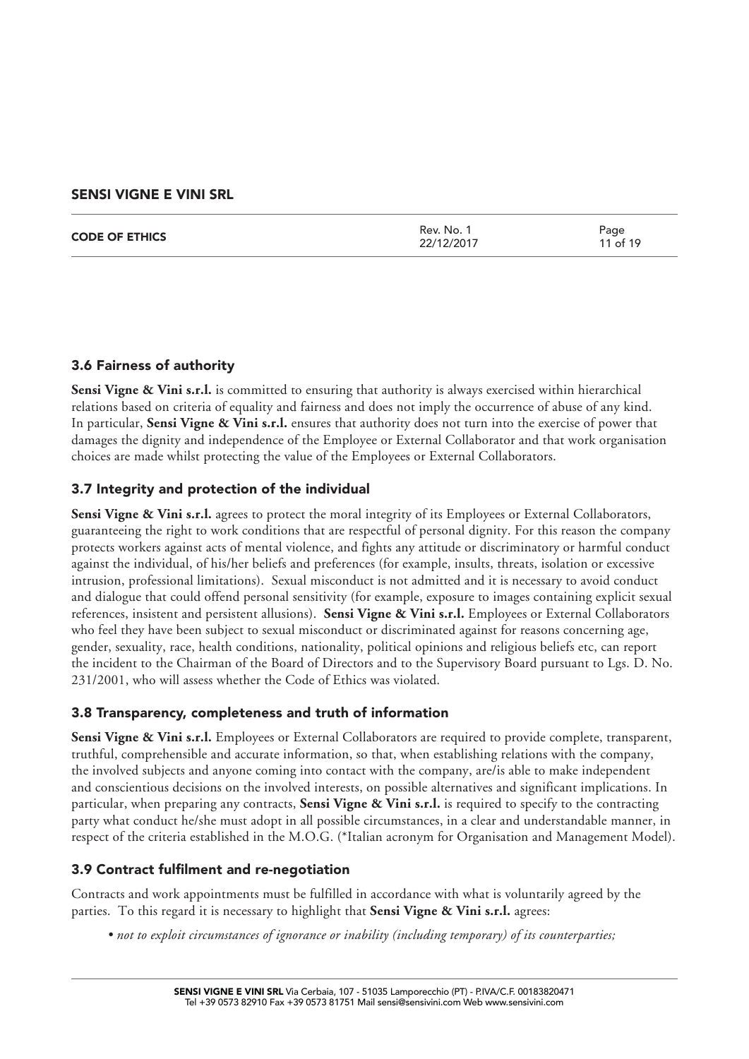### 3.6 Fairness of authority

**Sensi Vigne & Vini s.r.l.** is committed to ensuring that authority is always exercised within hierarchical relations based on criteria of equality and fairness and does not imply the occurrence of abuse of any kind. In particular, **Sensi Vigne & Vini s.r.l.** ensures that authority does not turn into the exercise of power that damages the dignity and independence of the Employee or External Collaborator and that work organisation choices are made whilst protecting the value of the Employees or External Collaborators.

### 3.7 Integrity and protection of the individual

**Sensi Vigne & Vini s.r.l.** agrees to protect the moral integrity of its Employees or External Collaborators, guaranteeing the right to work conditions that are respectful of personal dignity. For this reason the company protects workers against acts of mental violence, and fights any attitude or discriminatory or harmful conduct against the individual, of his/her beliefs and preferences (for example, insults, threats, isolation or excessive intrusion, professional limitations). Sexual misconduct is not admitted and it is necessary to avoid conduct and dialogue that could offend personal sensitivity (for example, exposure to images containing explicit sexual references, insistent and persistent allusions). **Sensi Vigne & Vini s.r.l.** Employees or External Collaborators who feel they have been subject to sexual misconduct or discriminated against for reasons concerning age, gender, sexuality, race, health conditions, nationality, political opinions and religious beliefs etc, can report the incident to the Chairman of the Board of Directors and to the Supervisory Board pursuant to Lgs. D. No. 231/2001, who will assess whether the Code of Ethics was violated.

### 3.8 Transparency, completeness and truth of information

**Sensi Vigne & Vini s.r.l.** Employees or External Collaborators are required to provide complete, transparent, truthful, comprehensible and accurate information, so that, when establishing relations with the company, the involved subjects and anyone coming into contact with the company, are/is able to make independent and conscientious decisions on the involved interests, on possible alternatives and significant implications. In particular, when preparing any contracts, **Sensi Vigne & Vini s.r.l.** is required to specify to the contracting party what conduct he/she must adopt in all possible circumstances, in a clear and understandable manner, in respect of the criteria established in the M.O.G. (*Italian acronym for Organisation and Management Model).

### 3.9 Contract fulfilment and re-negotiation

Contracts and work appointments must be fulfilled in accordance with what is voluntarily agreed by the parties. To this regard it is necessary to highlight that **Sensi Vigne & Vini s.r.l.** agrees:

- *not to exploit circumstances of ignorance or inability (including temporary) of its counterparties;*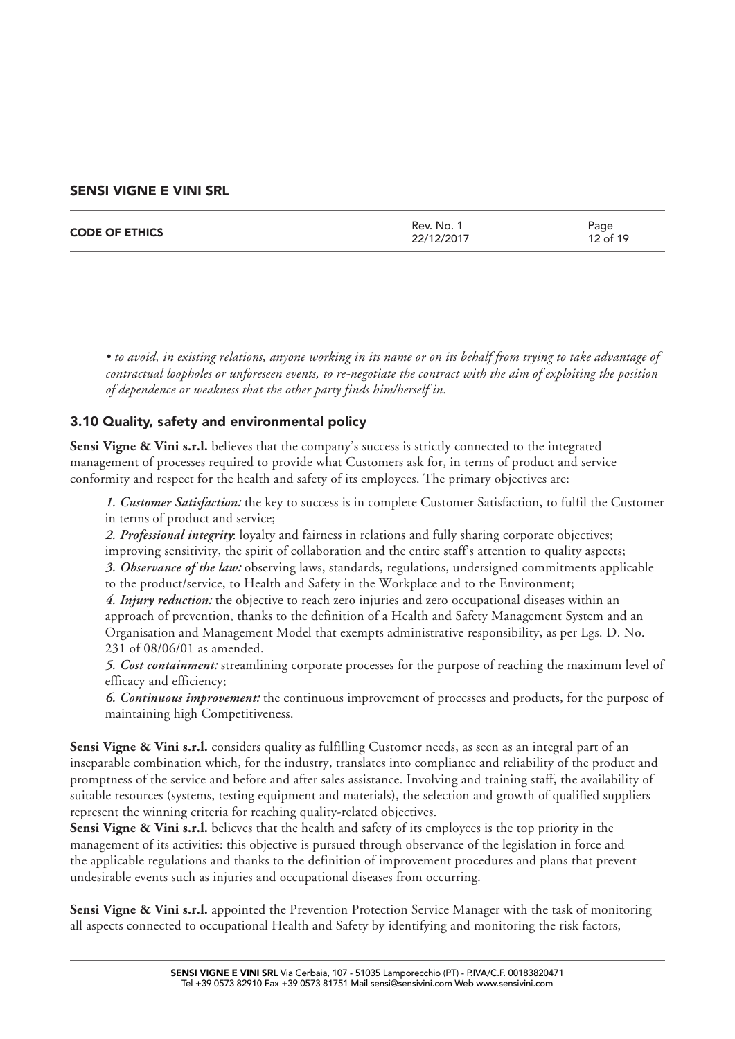*• to avoid, in existing relations, anyone working in its name or on its behalf from trying to take advantage of contractual loopholes or unforeseen events, to re-negotiate the contract with the aim of exploiting the position of dependence or weakness that the other party finds him/herself in.*

### 3.10 Quality, safety and environmental policy

**Sensi Vigne & Vini s.r.l.** believes that the company's success is strictly connected to the integrated management of processes required to provide what Customers ask for, in terms of product and service conformity and respect for the health and safety of its employees. The primary objectives are:

*1. Customer Satisfaction:* the key to success is in complete Customer Satisfaction, to fulfil the Customer in terms of product and service;
*2. Professional integrity*: loyalty and fairness in relations and fully sharing corporate objectives; improving sensitivity, the spirit of collaboration and the entire staff's attention to quality aspects;
*3. Observance of the law:* observing laws, standards, regulations, undersigned commitments applicable to the product/service, to Health and Safety in the Workplace and to the Environment;
*4. Injury reduction:* the objective to reach zero injuries and zero occupational diseases within an approach of prevention, thanks to the definition of a Health and Safety Management System and an Organisation and Management Model that exempts administrative responsibility, as per Lgs. D. No. 231 of 08/06/01 as amended.
*5. Cost containment:* streamlining corporate processes for the purpose of reaching the maximum level of efficacy and efficiency;
*6. Continuous improvement:* the continuous improvement of processes and products, for the purpose of maintaining high Competitiveness.

**Sensi Vigne & Vini s.r.l.** considers quality as fulfilling Customer needs, as seen as an integral part of an inseparable combination which, for the industry, translates into compliance and reliability of the product and promptness of the service and before and after sales assistance. Involving and training staff, the availability of suitable resources (systems, testing equipment and materials), the selection and growth of qualified suppliers represent the winning criteria for reaching quality-related objectives.
**Sensi Vigne & Vini s.r.l.** believes that the health and safety of its employees is the top priority in the management of its activities: this objective is pursued through observance of the legislation in force and the applicable regulations and thanks to the definition of improvement procedures and plans that prevent undesirable events such as injuries and occupational diseases from occurring.

**Sensi Vigne & Vini s.r.l.** appointed the Prevention Protection Service Manager with the task of monitoring all aspects connected to occupational Health and Safety by identifying and monitoring the risk factors,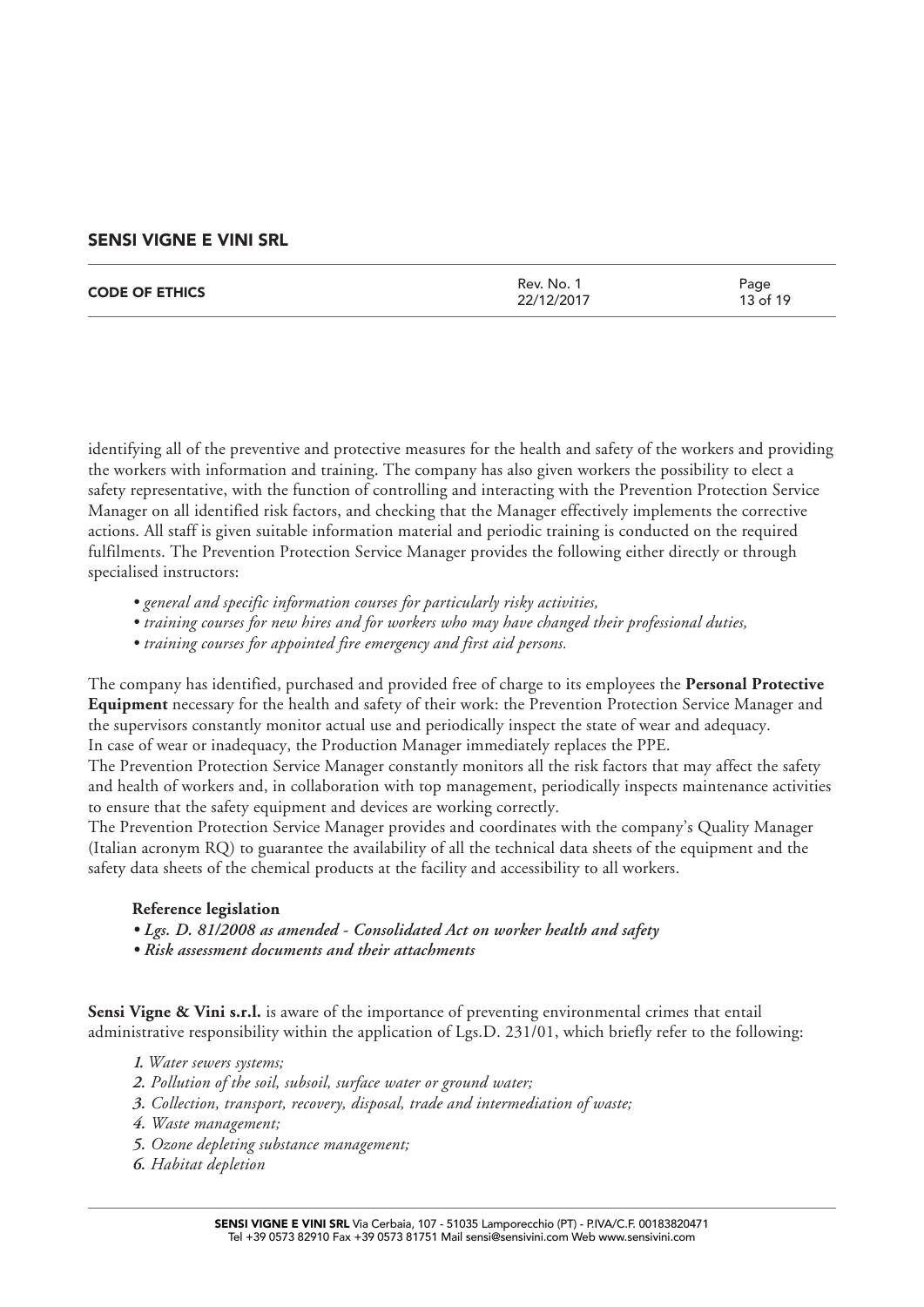identifying all of the preventive and protective measures for the health and safety of the workers and providing the workers with information and training. The company has also given workers the possibility to elect a safety representative, with the function of controlling and interacting with the Prevention Protection Service Manager on all identified risk factors, and checking that the Manager effectively implements the corrective actions. All staff is given suitable information material and periodic training is conducted on the required fulfilments. The Prevention Protection Service Manager provides the following either directly or through specialised instructors:

- *general and specific information courses for particularly risky activities,*
- *training courses for new hires and for workers who may have changed their professional duties,*
- *training courses for appointed fire emergency and first aid persons.*

The company has identified, purchased and provided free of charge to its employees the **Personal Protective Equipment** necessary for the health and safety of their work: the Prevention Protection Service Manager and the supervisors constantly monitor actual use and periodically inspect the state of wear and adequacy.
In case of wear or inadequacy, the Production Manager immediately replaces the PPE.
The Prevention Protection Service Manager constantly monitors all the risk factors that may affect the safety and health of workers and, in collaboration with top management, periodically inspects maintenance activities to ensure that the safety equipment and devices are working correctly.
The Prevention Protection Service Manager provides and coordinates with the company's Quality Manager (Italian acronym RQ) to guarantee the availability of all the technical data sheets of the equipment and the safety data sheets of the chemical products at the facility and accessibility to all workers.

**Reference legislation**

- ***Lgs. D. 81/2008 as amended - Consolidated Act on worker health and safety***
- ***Risk assessment documents and their attachments***

**Sensi Vigne & Vini s.r.l.** is aware of the importance of preventing environmental crimes that entail administrative responsibility within the application of Lgs.D. 231/01, which briefly refer to the following:

1. *Water sewers systems;*
2. *Pollution of the soil, subsoil, surface water or ground water;*
3. *Collection, transport, recovery, disposal, trade and intermediation of waste;*
4. *Waste management;*
5. *Ozone depleting substance management;*
6. *Habitat depletion*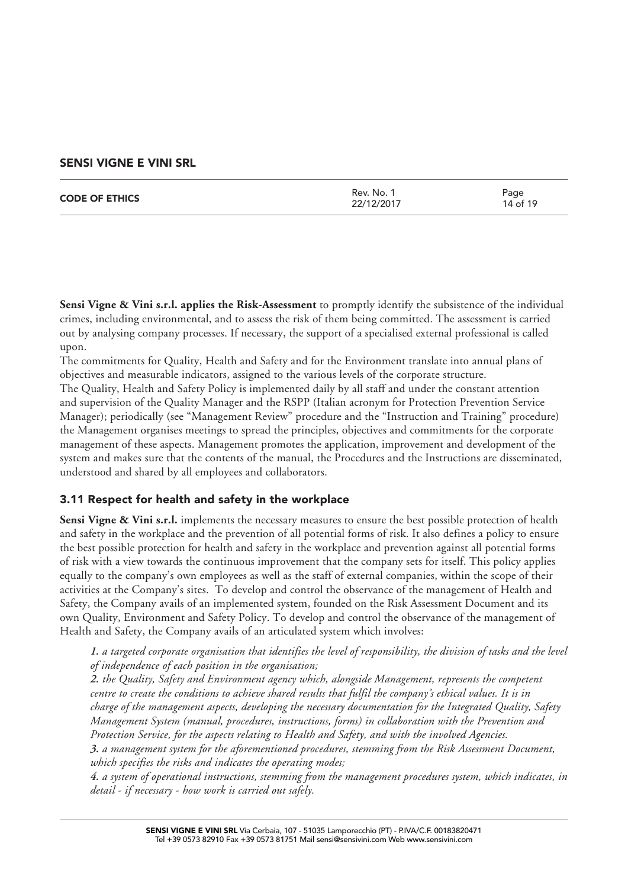**Sensi Vigne & Vini s.r.l. applies the Risk-Assessment** to promptly identify the subsistence of the individual crimes, including environmental, and to assess the risk of them being committed. The assessment is carried out by analysing company processes. If necessary, the support of a specialised external professional is called upon.

The commitments for Quality, Health and Safety and for the Environment translate into annual plans of objectives and measurable indicators, assigned to the various levels of the corporate structure.

The Quality, Health and Safety Policy is implemented daily by all staff and under the constant attention and supervision of the Quality Manager and the RSPP (Italian acronym for Protection Prevention Service Manager); periodically (see "Management Review" procedure and the "Instruction and Training" procedure) the Management organises meetings to spread the principles, objectives and commitments for the corporate management of these aspects. Management promotes the application, improvement and development of the system and makes sure that the contents of the manual, the Procedures and the Instructions are disseminated, understood and shared by all employees and collaborators.

### 3.11 Respect for health and safety in the workplace

**Sensi Vigne & Vini s.r.l.** implements the necessary measures to ensure the best possible protection of health and safety in the workplace and the prevention of all potential forms of risk. It also defines a policy to ensure the best possible protection for health and safety in the workplace and prevention against all potential forms of risk with a view towards the continuous improvement that the company sets for itself. This policy applies equally to the company's own employees as well as the staff of external companies, within the scope of their activities at the Company's sites. To develop and control the observance of the management of Health and Safety, the Company avails of an implemented system, founded on the Risk Assessment Document and its own Quality, Environment and Safety Policy. To develop and control the observance of the management of Health and Safety, the Company avails of an articulated system which involves:

*1. a targeted corporate organisation that identifies the level of responsibility, the division of tasks and the level of independence of each position in the organisation;*

*2. the Quality, Safety and Environment agency which, alongside Management, represents the competent centre to create the conditions to achieve shared results that fulfil the company's ethical values. It is in charge of the management aspects, developing the necessary documentation for the Integrated Quality, Safety Management System (manual, procedures, instructions, forms) in collaboration with the Prevention and Protection Service, for the aspects relating to Health and Safety, and with the involved Agencies.*

*3. a management system for the aforementioned procedures, stemming from the Risk Assessment Document, which specifies the risks and indicates the operating modes;*

*4. a system of operational instructions, stemming from the management procedures system, which indicates, in detail - if necessary - how work is carried out safely.*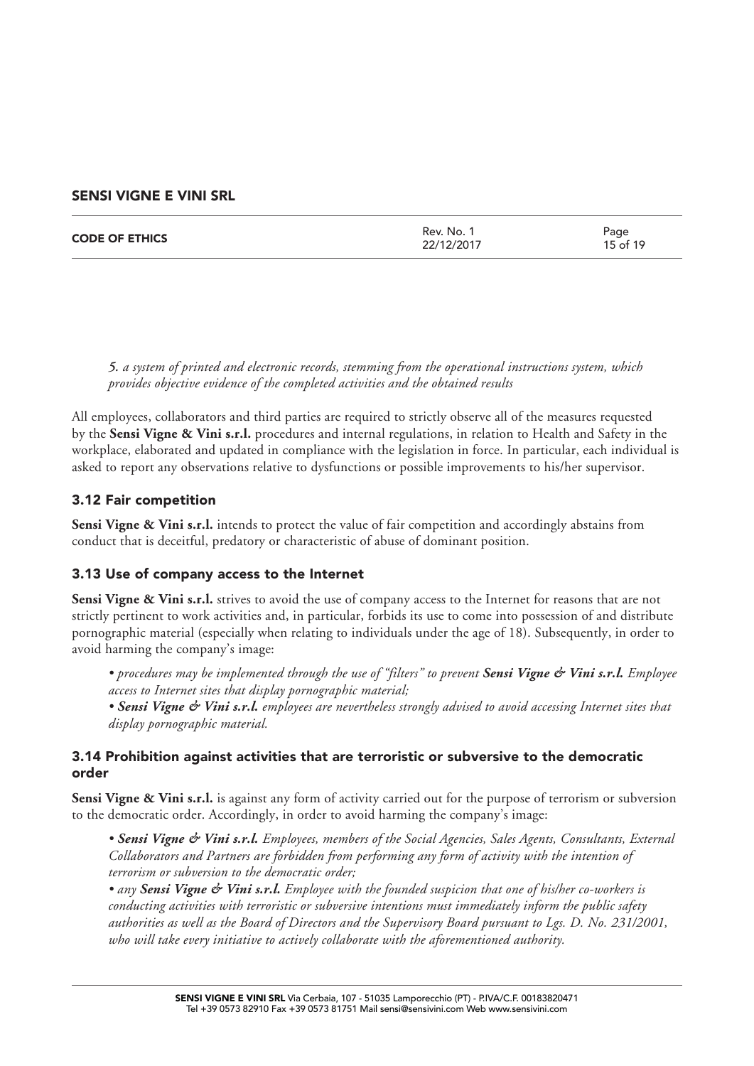*5. a system of printed and electronic records, stemming from the operational instructions system, which provides objective evidence of the completed activities and the obtained results*

All employees, collaborators and third parties are required to strictly observe all of the measures requested by the **Sensi Vigne & Vini s.r.l.** procedures and internal regulations, in relation to Health and Safety in the workplace, elaborated and updated in compliance with the legislation in force. In particular, each individual is asked to report any observations relative to dysfunctions or possible improvements to his/her supervisor.

### 3.12 Fair competition

**Sensi Vigne & Vini s.r.l.** intends to protect the value of fair competition and accordingly abstains from conduct that is deceitful, predatory or characteristic of abuse of dominant position.

### 3.13 Use of company access to the Internet

**Sensi Vigne & Vini s.r.l.** strives to avoid the use of company access to the Internet for reasons that are not strictly pertinent to work activities and, in particular, forbids its use to come into possession of and distribute pornographic material (especially when relating to individuals under the age of 18). Subsequently, in order to avoid harming the company's image:

- *procedures may be implemented through the use of "filters" to prevent **Sensi Vigne & Vini s.r.l.** Employee access to Internet sites that display pornographic material;*
- ***Sensi Vigne & Vini s.r.l.** employees are nevertheless strongly advised to avoid accessing Internet sites that display pornographic material.*

### 3.14 Prohibition against activities that are terroristic or subversive to the democratic order

**Sensi Vigne & Vini s.r.l.** is against any form of activity carried out for the purpose of terrorism or subversion to the democratic order. Accordingly, in order to avoid harming the company's image:

- ***Sensi Vigne & Vini s.r.l.** Employees, members of the Social Agencies, Sales Agents, Consultants, External Collaborators and Partners are forbidden from performing any form of activity with the intention of terrorism or subversion to the democratic order;*
- *any **Sensi Vigne & Vini s.r.l.** Employee with the founded suspicion that one of his/her co-workers is conducting activities with terroristic or subversive intentions must immediately inform the public safety authorities as well as the Board of Directors and the Supervisory Board pursuant to Lgs. D. No. 231/2001, who will take every initiative to actively collaborate with the aforementioned authority.*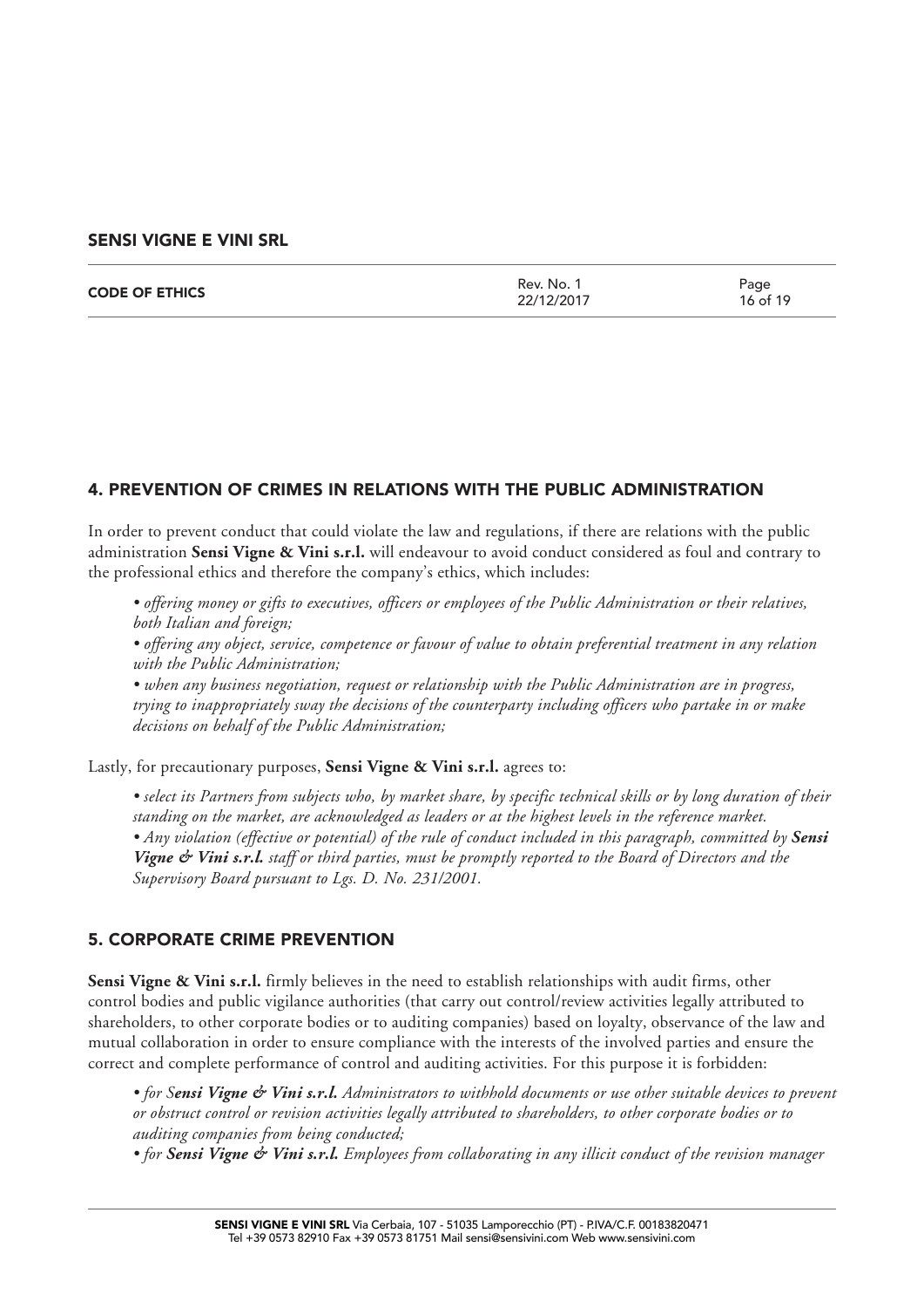## 4. PREVENTION OF CRIMES IN RELATIONS WITH THE PUBLIC ADMINISTRATION

In order to prevent conduct that could violate the law and regulations, if there are relations with the public administration **Sensi Vigne & Vini s.r.l.** will endeavour to avoid conduct considered as foul and contrary to the professional ethics and therefore the company's ethics, which includes:

- *offering money or gifts to executives, officers or employees of the Public Administration or their relatives, both Italian and foreign;*
- *offering any object, service, competence or favour of value to obtain preferential treatment in any relation with the Public Administration;*
- *when any business negotiation, request or relationship with the Public Administration are in progress, trying to inappropriately sway the decisions of the counterparty including officers who partake in or make decisions on behalf of the Public Administration;*

Lastly, for precautionary purposes, **Sensi Vigne & Vini s.r.l.** agrees to:

- *select its Partners from subjects who, by market share, by specific technical skills or by long duration of their standing on the market, are acknowledged as leaders or at the highest levels in the reference market.*
- *Any violation (effective or potential) of the rule of conduct included in this paragraph, committed by **Sensi Vigne & Vini s.r.l.** staff or third parties, must be promptly reported to the Board of Directors and the Supervisory Board pursuant to Lgs. D. No. 231/2001.*

## 5. CORPORATE CRIME PREVENTION

**Sensi Vigne & Vini s.r.l.** firmly believes in the need to establish relationships with audit firms, other control bodies and public vigilance authorities (that carry out control/review activities legally attributed to shareholders, to other corporate bodies or to auditing companies) based on loyalty, observance of the law and mutual collaboration in order to ensure compliance with the interests of the involved parties and ensure the correct and complete performance of control and auditing activities. For this purpose it is forbidden:

- *for S**ensi Vigne & Vini s.r.l.** Administrators to withhold documents or use other suitable devices to prevent or obstruct control or revision activities legally attributed to shareholders, to other corporate bodies or to auditing companies from being conducted;*
- *for **Sensi Vigne & Vini s.r.l.** Employees from collaborating in any illicit conduct of the revision manager*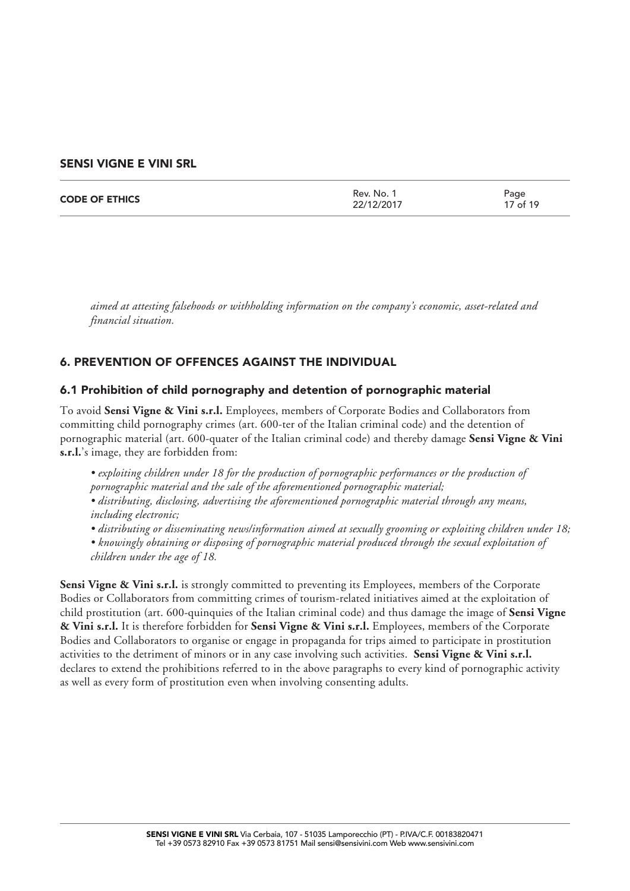*aimed at attesting falsehoods or withholding information on the company's economic, asset-related and financial situation.*

## 6. PREVENTION OF OFFENCES AGAINST THE INDIVIDUAL

### 6.1 Prohibition of child pornography and detention of pornographic material

To avoid **Sensi Vigne & Vini s.r.l.** Employees, members of Corporate Bodies and Collaborators from committing child pornography crimes (art. 600-ter of the Italian criminal code) and the detention of pornographic material (art. 600-quater of the Italian criminal code) and thereby damage **Sensi Vigne & Vini s.r.l.**'s image, they are forbidden from:

- *exploiting children under 18 for the production of pornographic performances or the production of pornographic material and the sale of the aforementioned pornographic material;*
- *distributing, disclosing, advertising the aforementioned pornographic material through any means, including electronic;*
- *distributing or disseminating news/information aimed at sexually grooming or exploiting children under 18;*
- *knowingly obtaining or disposing of pornographic material produced through the sexual exploitation of children under the age of 18.*

**Sensi Vigne & Vini s.r.l.** is strongly committed to preventing its Employees, members of the Corporate Bodies or Collaborators from committing crimes of tourism-related initiatives aimed at the exploitation of child prostitution (art. 600-quinquies of the Italian criminal code) and thus damage the image of **Sensi Vigne & Vini s.r.l.** It is therefore forbidden for **Sensi Vigne & Vini s.r.l.** Employees, members of the Corporate Bodies and Collaborators to organise or engage in propaganda for trips aimed to participate in prostitution activities to the detriment of minors or in any case involving such activities. **Sensi Vigne & Vini s.r.l.** declares to extend the prohibitions referred to in the above paragraphs to every kind of pornographic activity as well as every form of prostitution even when involving consenting adults.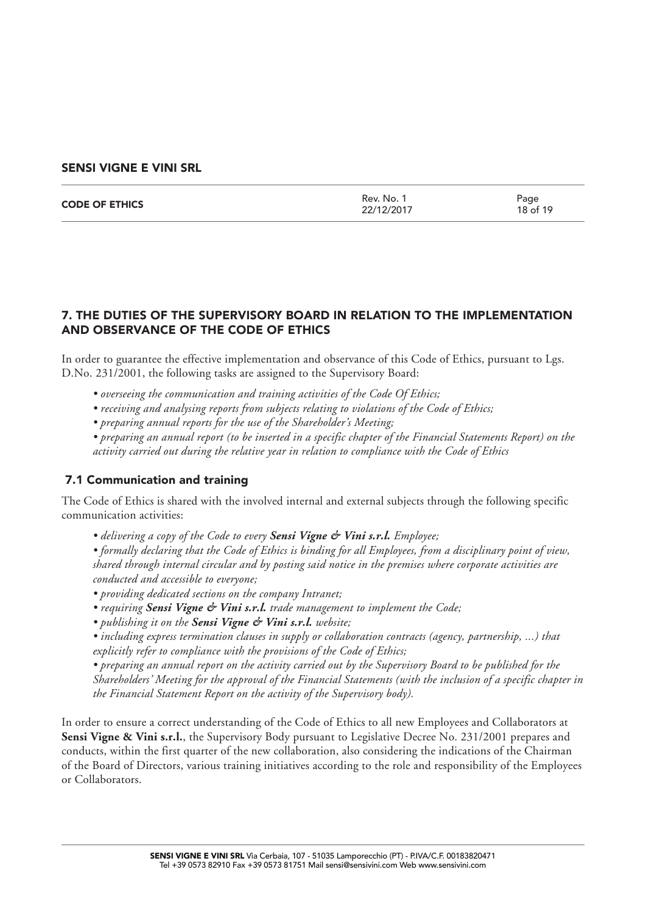## 7. THE DUTIES OF THE SUPERVISORY BOARD IN RELATION TO THE IMPLEMENTATION AND OBSERVANCE OF THE CODE OF ETHICS

In order to guarantee the effective implementation and observance of this Code of Ethics, pursuant to Lgs. D.No. 231/2001, the following tasks are assigned to the Supervisory Board:

- *overseeing the communication and training activities of the Code Of Ethics;*
- *receiving and analysing reports from subjects relating to violations of the Code of Ethics;*
- *preparing annual reports for the use of the Shareholder's Meeting;*
- *preparing an annual report (to be inserted in a specific chapter of the Financial Statements Report) on the activity carried out during the relative year in relation to compliance with the Code of Ethics*

### 7.1 Communication and training

The Code of Ethics is shared with the involved internal and external subjects through the following specific communication activities:

- *delivering a copy of the Code to every* ***Sensi Vigne & Vini s.r.l.*** *Employee;*
- *formally declaring that the Code of Ethics is binding for all Employees, from a disciplinary point of view, shared through internal circular and by posting said notice in the premises where corporate activities are conducted and accessible to everyone;*
- *providing dedicated sections on the company Intranet;*
- *requiring* ***Sensi Vigne & Vini s.r.l.*** *trade management to implement the Code;*
- *publishing it on the* ***Sensi Vigne & Vini s.r.l.*** *website;*
- *including express termination clauses in supply or collaboration contracts (agency, partnership, ...) that explicitly refer to compliance with the provisions of the Code of Ethics;*
- *preparing an annual report on the activity carried out by the Supervisory Board to be published for the Shareholders' Meeting for the approval of the Financial Statements (with the inclusion of a specific chapter in the Financial Statement Report on the activity of the Supervisory body).*

In order to ensure a correct understanding of the Code of Ethics to all new Employees and Collaborators at **Sensi Vigne & Vini s.r.l.**, the Supervisory Body pursuant to Legislative Decree No. 231/2001 prepares and conducts, within the first quarter of the new collaboration, also considering the indications of the Chairman of the Board of Directors, various training initiatives according to the role and responsibility of the Employees or Collaborators.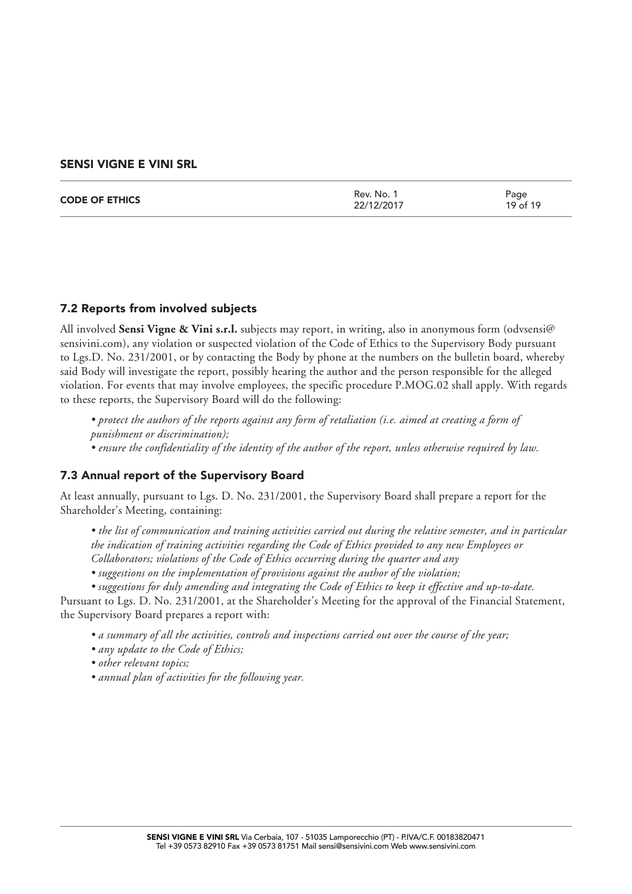## 7.2 Reports from involved subjects

All involved **Sensi Vigne & Vini s.r.l.** subjects may report, in writing, also in anonymous form (odvsensi@sensivini.com), any violation or suspected violation of the Code of Ethics to the Supervisory Body pursuant to Lgs.D. No. 231/2001, or by contacting the Body by phone at the numbers on the bulletin board, whereby said Body will investigate the report, possibly hearing the author and the person responsible for the alleged violation. For events that may involve employees, the specific procedure P.MOG.02 shall apply. With regards to these reports, the Supervisory Board will do the following:

- *protect the authors of the reports against any form of retaliation (i.e. aimed at creating a form of punishment or discrimination);*
- *ensure the confidentiality of the identity of the author of the report, unless otherwise required by law.*

## 7.3 Annual report of the Supervisory Board

At least annually, pursuant to Lgs. D. No. 231/2001, the Supervisory Board shall prepare a report for the Shareholder's Meeting, containing:

- *the list of communication and training activities carried out during the relative semester, and in particular the indication of training activities regarding the Code of Ethics provided to any new Employees or Collaborators; violations of the Code of Ethics occurring during the quarter and any*
- *suggestions on the implementation of provisions against the author of the violation;*
- *suggestions for duly amending and integrating the Code of Ethics to keep it effective and up-to-date.*

Pursuant to Lgs. D. No. 231/2001, at the Shareholder's Meeting for the approval of the Financial Statement, the Supervisory Board prepares a report with:

- *a summary of all the activities, controls and inspections carried out over the course of the year;*
- *any update to the Code of Ethics;*
- *other relevant topics;*
- *annual plan of activities for the following year.*